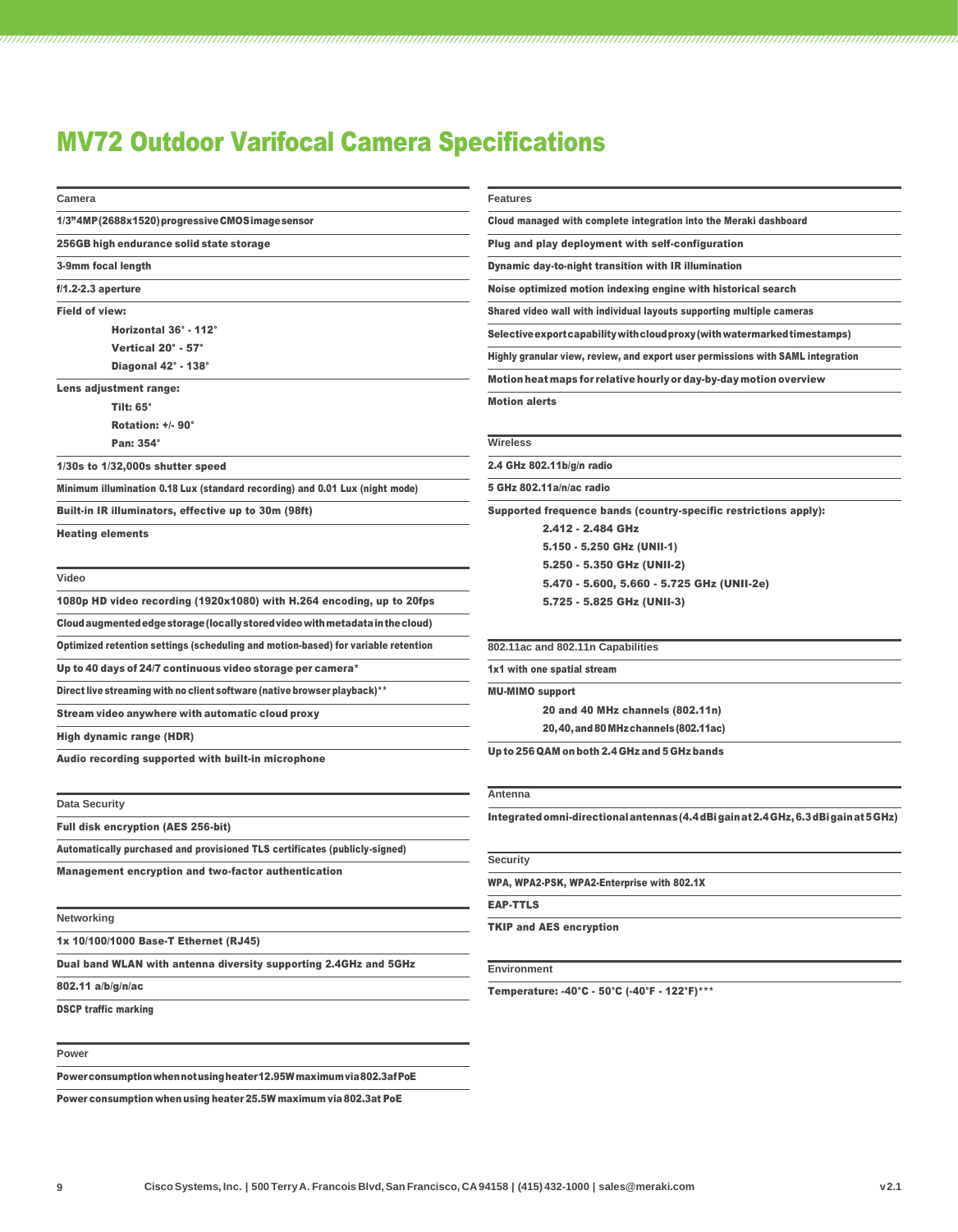# MV72 Outdoor Varifocal Camera Specifications

### Camera

- 1/3" 4MP (2688x1520) progressive CMOS image sensor
- 256GB high endurance solid state storage
- 3-9mm focal length
- f/1.2-2.3 aperture
- Field of view:
  - Horizontal 36° - 112°
  - Vertical 20° - 57°
  - Diagonal 42° - 138°
- Lens adjustment range:
  - Tilt: 65°
  - Rotation: +/- 90°
  - Pan: 354°
- 1/30s to 1/32,000s shutter speed
- Minimum illumination 0.18 Lux (standard recording) and 0.01 Lux (night mode)
- Built-in IR illuminators, effective up to 30m (98ft)
- Heating elements

### Video

- 1080p HD video recording (1920x1080) with H.264 encoding, up to 20fps
- Cloud augmented edge storage (locally stored video with metadata in the cloud)
- Optimized retention settings (scheduling and motion-based) for variable retention
- Up to 40 days of 24/7 continuous video storage per camera*
- Direct live streaming with no client software (native browser playback)**
- Stream video anywhere with automatic cloud proxy
- High dynamic range (HDR)
- Audio recording supported with built-in microphone

### Data Security

- Full disk encryption (AES 256-bit)
- Automatically purchased and provisioned TLS certificates (publicly-signed)
- Management encryption and two-factor authentication

### Networking

- 1x 10/100/1000 Base-T Ethernet (RJ45)
- Dual band WLAN with antenna diversity supporting 2.4GHz and 5GHz
- 802.11 a/b/g/n/ac
- DSCP traffic marking

### Power

- Power consumption when not using heater 12.95W maximum via 802.3af PoE
- Power consumption when using heater 25.5W maximum via 802.3at PoE

### Features

- Cloud managed with complete integration into the Meraki dashboard
- Plug and play deployment with self-configuration
- Dynamic day-to-night transition with IR illumination
- Noise optimized motion indexing engine with historical search
- Shared video wall with individual layouts supporting multiple cameras
- Selective export capability with cloud proxy (with watermarked timestamps)
- Highly granular view, review, and export user permissions with SAML integration
- Motion heat maps for relative hourly or day-by-day motion overview
- Motion alerts

### Wireless

- 2.4 GHz 802.11b/g/n radio
- 5 GHz 802.11a/n/ac radio
- Supported frequence bands (country-specific restrictions apply):
  - 2.412 - 2.484 GHz
  - 5.150 - 5.250 GHz (UNII-1)
  - 5.250 - 5.350 GHz (UNII-2)
  - 5.470 - 5.600, 5.660 - 5.725 GHz (UNII-2e)
  - 5.725 - 5.825 GHz (UNII-3)

### 802.11ac and 802.11n Capabilities

- 1x1 with one spatial stream
- MU-MIMO support
  - 20 and 40 MHz channels (802.11n)
  - 20, 40, and 80 MHz channels (802.11ac)
- Up to 256 QAM on both 2.4 GHz and 5 GHz bands

### Antenna

- Integrated omni-directional antennas (4.4 dBi gain at 2.4 GHz, 6.3 dBi gain at 5 GHz)

### Security

- WPA, WPA2-PSK, WPA2-Enterprise with 802.1X
- EAP-TTLS
- TKIP and AES encryption

### Environment

- Temperature: -40°C - 50°C (-40°F - 122°F)***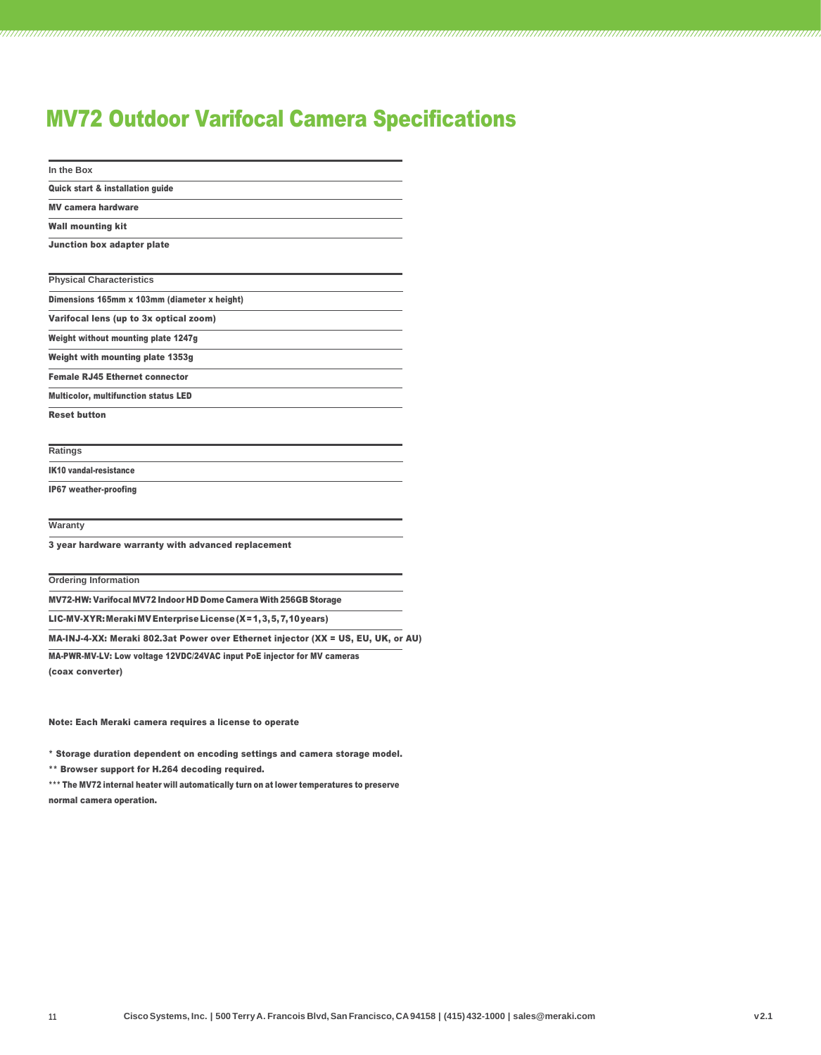# MV72 Outdoor Varifocal Camera Specifications

| In the Box |
|---|
| Quick start & installation guide |
| MV camera hardware |
| Wall mounting kit |
| Junction box adapter plate |

| Physical Characteristics |
|---|
| Dimensions 165mm x 103mm (diameter x height) |
| Varifocal lens (up to 3x optical zoom) |
| Weight without mounting plate 1247g |
| Weight with mounting plate 1353g |
| Female RJ45 Ethernet connector |
| Multicolor, multifunction status LED |
| Reset button |

| Ratings |
|---|
| IK10 vandal-resistance |
| IP67 weather-proofing |

| Waranty |
|---|
| 3 year hardware warranty with advanced replacement |

| Ordering Information |
|---|
| MV72-HW: Varifocal MV72 Indoor HD Dome Camera With 256GB Storage |
| LIC-MV-XYR: Meraki MV Enterprise License (X = 1, 3, 5, 7, 10 years) |
| MA-INJ-4-XX: Meraki 802.3at Power over Ethernet injector (XX = US, EU, UK, or AU) |
| MA-PWR-MV-LV: Low voltage 12VDC/24VAC input PoE injector for MV cameras (coax converter) |

Note: Each Meraki camera requires a license to operate

* Storage duration dependent on encoding settings and camera storage model.

** Browser support for H.264 decoding required.

*** The MV72 internal heater will automatically turn on at lower temperatures to preserve normal camera operation.